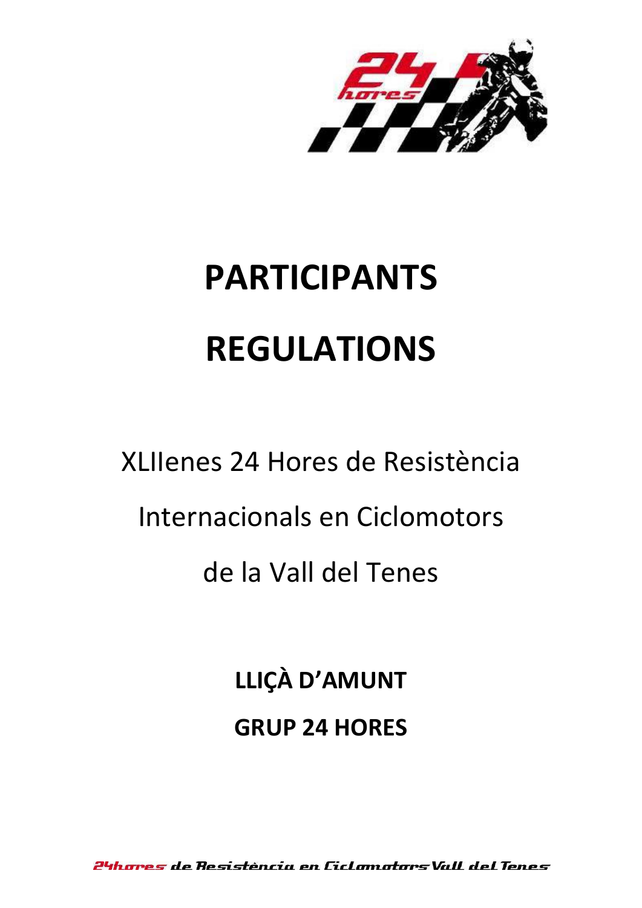# PARTICIPANTS

# REGULATIONS

XLIIenes 24 Hores de Resistència

Internacionals en Ciclomotors

de la Vall del Tenes

**LLIÇÀ D'AMUNT**

**GRUP 24 HORES**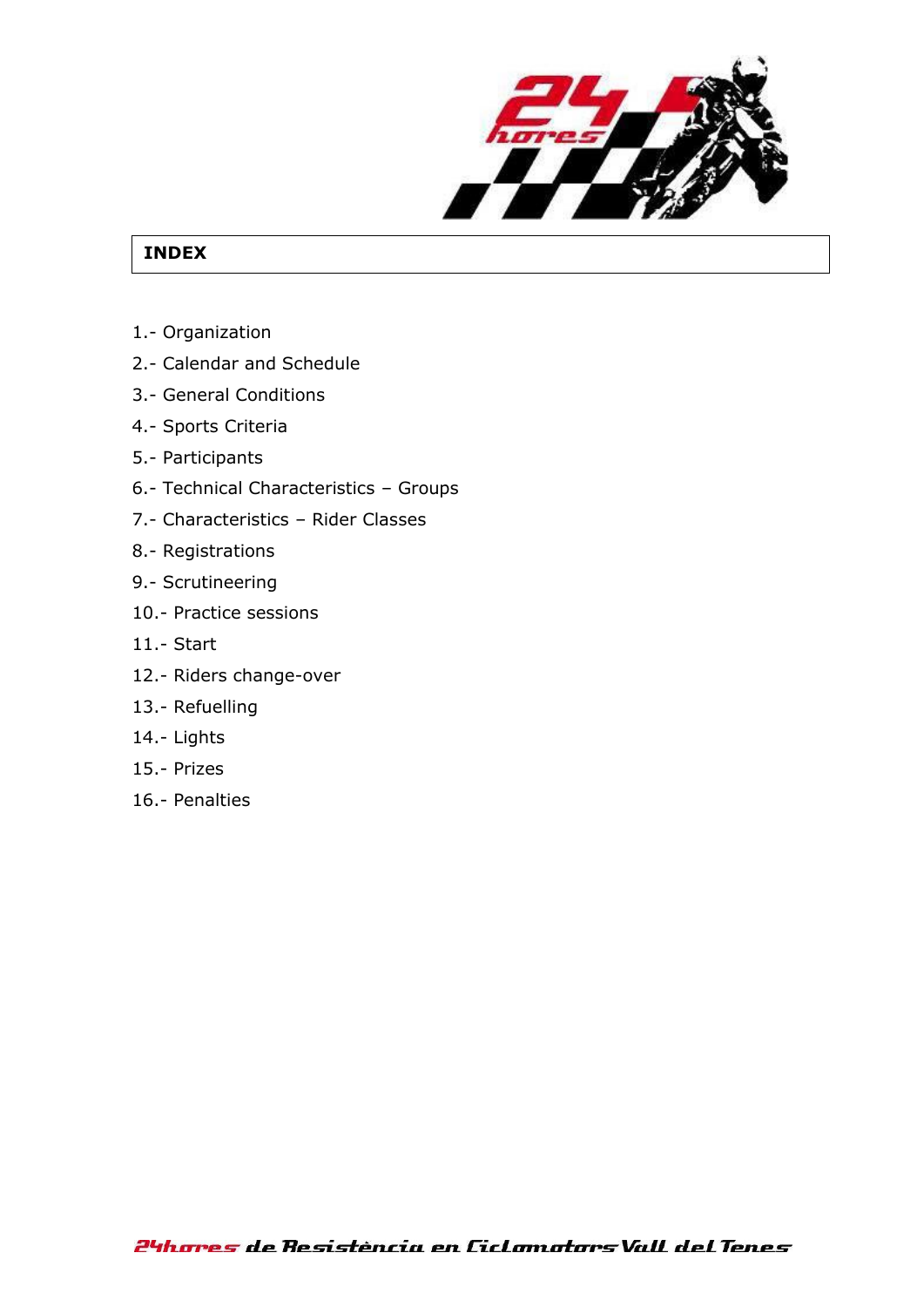## INDEX

1.- Organization

2.- Calendar and Schedule

3.- General Conditions

4.- Sports Criteria

5.- Participants

6.- Technical Characteristics – Groups

7.- Characteristics – Rider Classes

8.- Registrations

9.- Scrutineering

10.- Practice sessions

11.- Start

12.- Riders change-over

13.- Refuelling

14.- Lights

15.- Prizes

16.- Penalties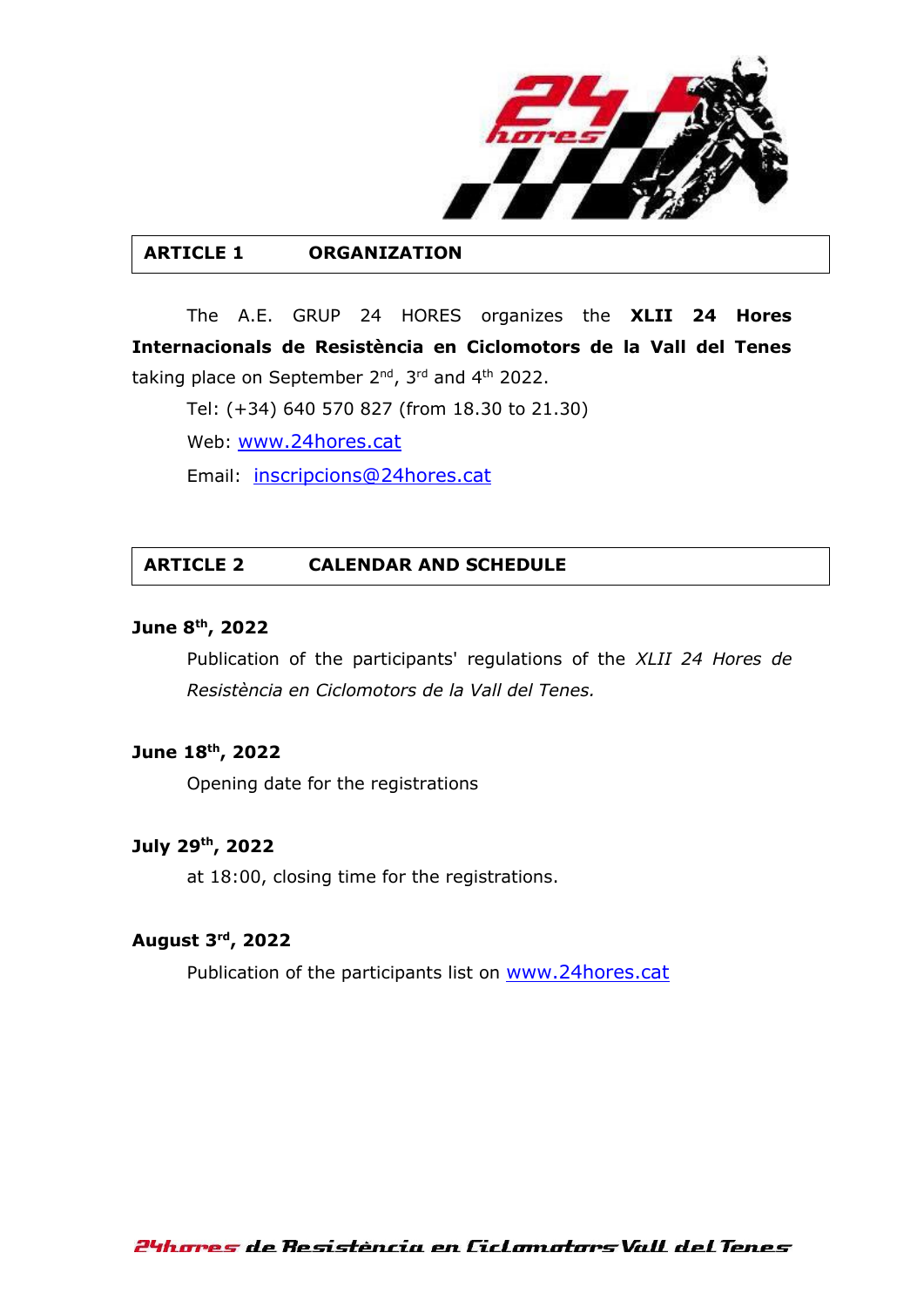## ARTICLE 1 ORGANIZATION

The A.E. GRUP 24 HORES organizes the **XLII 24 Hores Internacionals de Resistència en Ciclomotors de la Vall del Tenes** taking place on September 2nd, 3rd and 4th 2022.

Tel: (+34) 640 570 827 (from 18.30 to 21.30)

Web: www.24hores.cat

Email: inscripcions@24hores.cat

## ARTICLE 2 CALENDAR AND SCHEDULE

**June 8th, 2022**

Publication of the participants' regulations of the *XLII 24 Hores de Resistència en Ciclomotors de la Vall del Tenes.*

**June 18th, 2022**

Opening date for the registrations

**July 29th, 2022**

at 18:00, closing time for the registrations.

**August 3rd, 2022**

Publication of the participants list on www.24hores.cat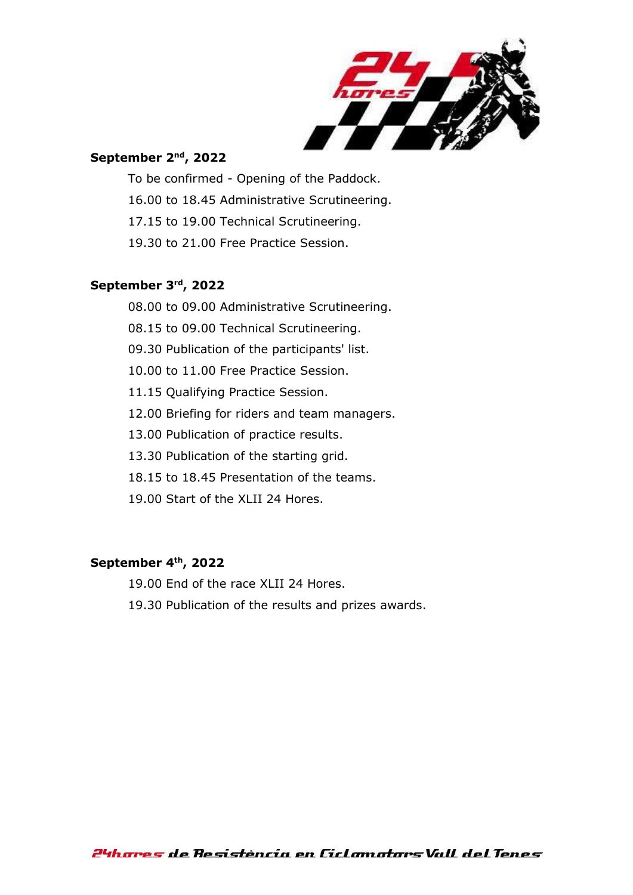**September 2nd, 2022**

To be confirmed - Opening of the Paddock.

16.00 to 18.45 Administrative Scrutineering.

17.15 to 19.00 Technical Scrutineering.

19.30 to 21.00 Free Practice Session.

**September 3rd, 2022**

08.00 to 09.00 Administrative Scrutineering.

08.15 to 09.00 Technical Scrutineering.

09.30 Publication of the participants' list.

10.00 to 11.00 Free Practice Session.

11.15 Qualifying Practice Session.

12.00 Briefing for riders and team managers.

13.00 Publication of practice results.

13.30 Publication of the starting grid.

18.15 to 18.45 Presentation of the teams.

19.00 Start of the XLII 24 Hores.

**September 4th, 2022**

19.00 End of the race XLII 24 Hores.

19.30 Publication of the results and prizes awards.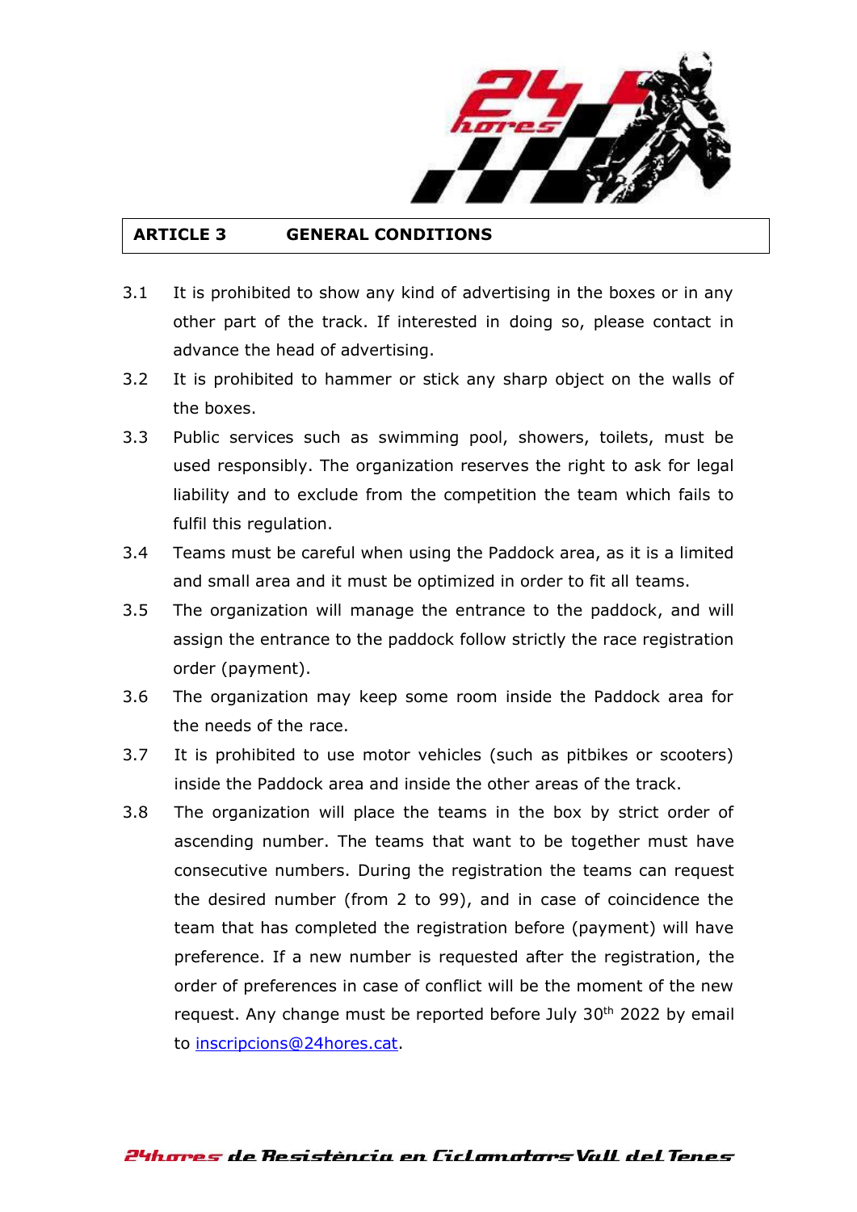## ARTICLE 3 GENERAL CONDITIONS

3.1 It is prohibited to show any kind of advertising in the boxes or in any other part of the track. If interested in doing so, please contact in advance the head of advertising.

3.2 It is prohibited to hammer or stick any sharp object on the walls of the boxes.

3.3 Public services such as swimming pool, showers, toilets, must be used responsibly. The organization reserves the right to ask for legal liability and to exclude from the competition the team which fails to fulfil this regulation.

3.4 Teams must be careful when using the Paddock area, as it is a limited and small area and it must be optimized in order to fit all teams.

3.5 The organization will manage the entrance to the paddock, and will assign the entrance to the paddock follow strictly the race registration order (payment).

3.6 The organization may keep some room inside the Paddock area for the needs of the race.

3.7 It is prohibited to use motor vehicles (such as pitbikes or scooters) inside the Paddock area and inside the other areas of the track.

3.8 The organization will place the teams in the box by strict order of ascending number. The teams that want to be together must have consecutive numbers. During the registration the teams can request the desired number (from 2 to 99), and in case of coincidence the team that has completed the registration before (payment) will have preference. If a new number is requested after the registration, the order of preferences in case of conflict will be the moment of the new request. Any change must be reported before July 30th 2022 by email to inscripcions@24hores.cat.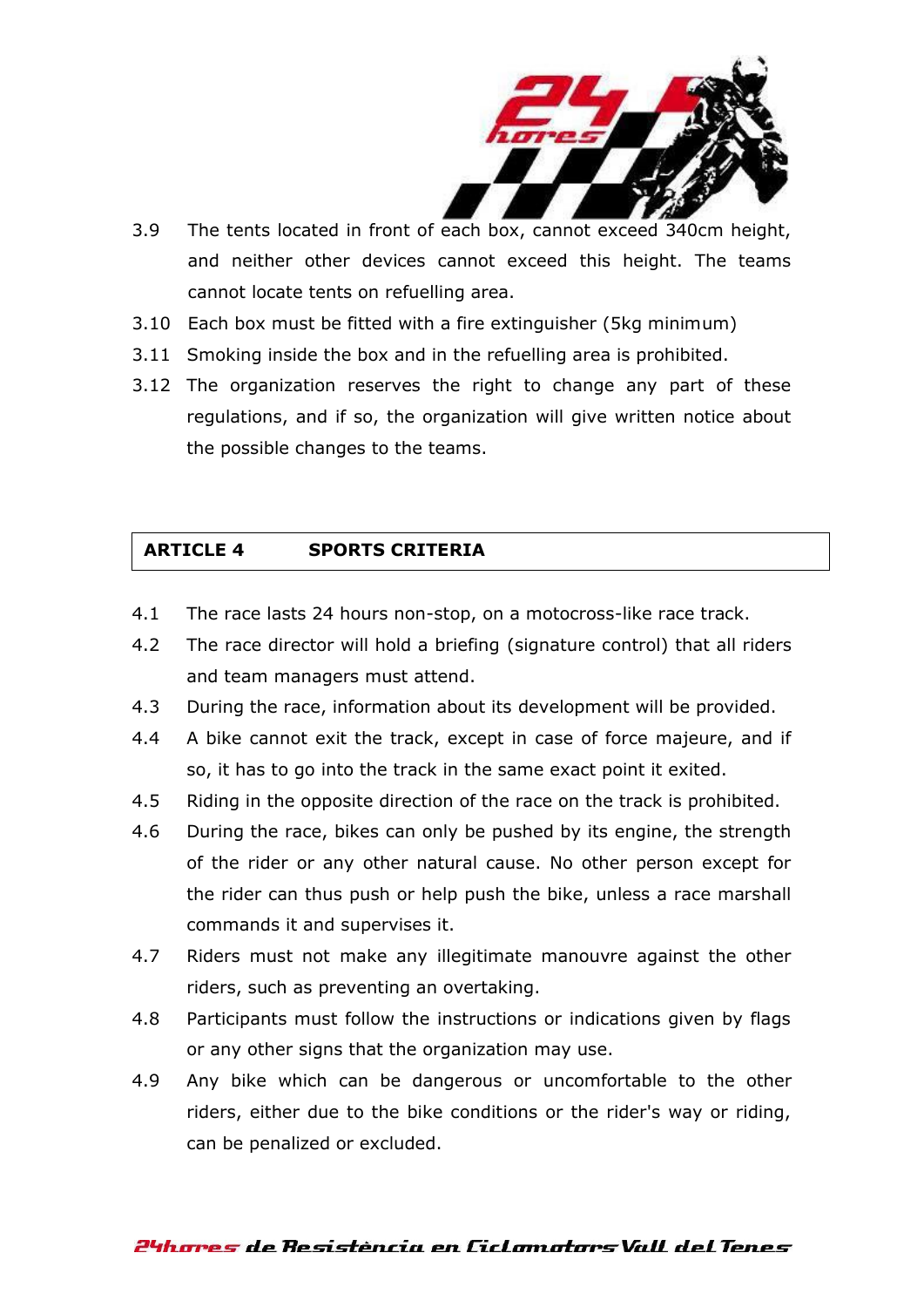3.9 The tents located in front of each box, cannot exceed 340cm height, and neither other devices cannot exceed this height. The teams cannot locate tents on refuelling area.

3.10 Each box must be fitted with a fire extinguisher (5kg minimum)

3.11 Smoking inside the box and in the refuelling area is prohibited.

3.12 The organization reserves the right to change any part of these regulations, and if so, the organization will give written notice about the possible changes to the teams.

## ARTICLE 4 SPORTS CRITERIA

4.1 The race lasts 24 hours non-stop, on a motocross-like race track.

4.2 The race director will hold a briefing (signature control) that all riders and team managers must attend.

4.3 During the race, information about its development will be provided.

4.4 A bike cannot exit the track, except in case of force majeure, and if so, it has to go into the track in the same exact point it exited.

4.5 Riding in the opposite direction of the race on the track is prohibited.

4.6 During the race, bikes can only be pushed by its engine, the strength of the rider or any other natural cause. No other person except for the rider can thus push or help push the bike, unless a race marshall commands it and supervises it.

4.7 Riders must not make any illegitimate manouvre against the other riders, such as preventing an overtaking.

4.8 Participants must follow the instructions or indications given by flags or any other signs that the organization may use.

4.9 Any bike which can be dangerous or uncomfortable to the other riders, either due to the bike conditions or the rider's way or riding, can be penalized or excluded.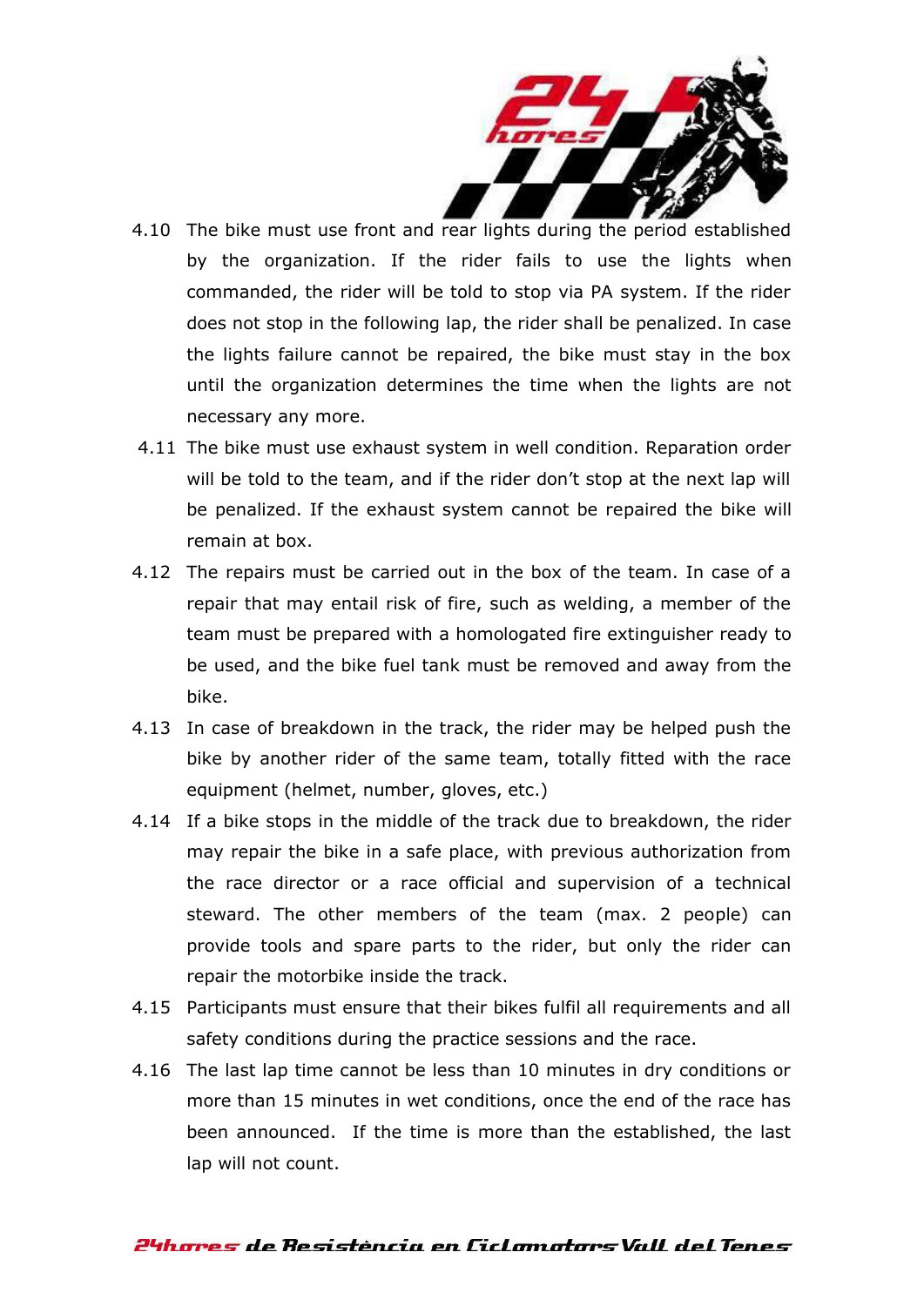4.10 The bike must use front and rear lights during the period established by the organization. If the rider fails to use the lights when commanded, the rider will be told to stop via PA system. If the rider does not stop in the following lap, the rider shall be penalized. In case the lights failure cannot be repaired, the bike must stay in the box until the organization determines the time when the lights are not necessary any more.

4.11 The bike must use exhaust system in well condition. Reparation order will be told to the team, and if the rider don't stop at the next lap will be penalized. If the exhaust system cannot be repaired the bike will remain at box.

4.12 The repairs must be carried out in the box of the team. In case of a repair that may entail risk of fire, such as welding, a member of the team must be prepared with a homologated fire extinguisher ready to be used, and the bike fuel tank must be removed and away from the bike.

4.13 In case of breakdown in the track, the rider may be helped push the bike by another rider of the same team, totally fitted with the race equipment (helmet, number, gloves, etc.)

4.14 If a bike stops in the middle of the track due to breakdown, the rider may repair the bike in a safe place, with previous authorization from the race director or a race official and supervision of a technical steward. The other members of the team (max. 2 people) can provide tools and spare parts to the rider, but only the rider can repair the motorbike inside the track.

4.15 Participants must ensure that their bikes fulfil all requirements and all safety conditions during the practice sessions and the race.

4.16 The last lap time cannot be less than 10 minutes in dry conditions or more than 15 minutes in wet conditions, once the end of the race has been announced. If the time is more than the established, the last lap will not count.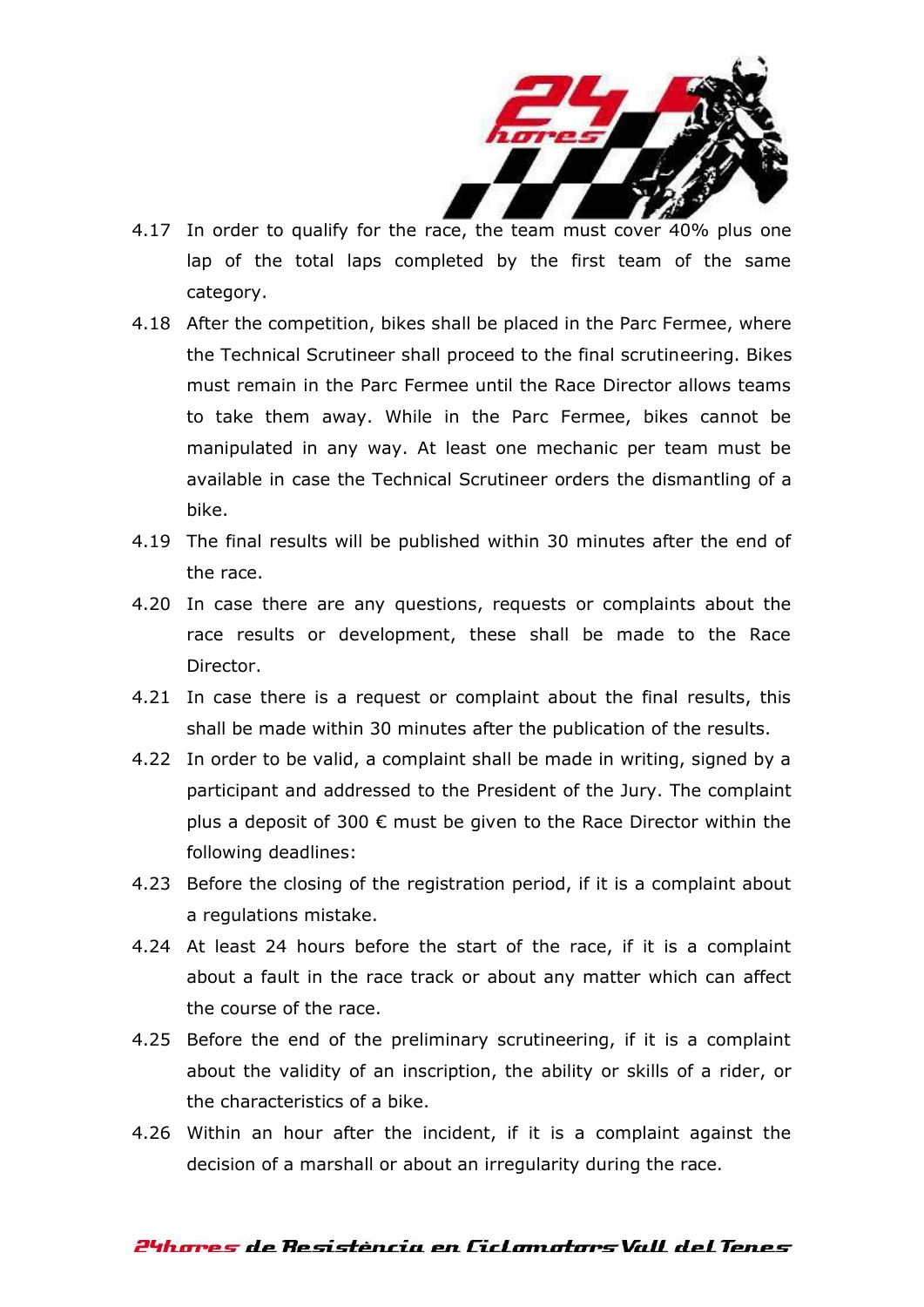4.17 In order to qualify for the race, the team must cover 40% plus one lap of the total laps completed by the first team of the same category.

4.18 After the competition, bikes shall be placed in the Parc Fermee, where the Technical Scrutineer shall proceed to the final scrutineering. Bikes must remain in the Parc Fermee until the Race Director allows teams to take them away. While in the Parc Fermee, bikes cannot be manipulated in any way. At least one mechanic per team must be available in case the Technical Scrutineer orders the dismantling of a bike.

4.19 The final results will be published within 30 minutes after the end of the race.

4.20 In case there are any questions, requests or complaints about the race results or development, these shall be made to the Race Director.

4.21 In case there is a request or complaint about the final results, this shall be made within 30 minutes after the publication of the results.

4.22 In order to be valid, a complaint shall be made in writing, signed by a participant and addressed to the President of the Jury. The complaint plus a deposit of 300 € must be given to the Race Director within the following deadlines:

4.23 Before the closing of the registration period, if it is a complaint about a regulations mistake.

4.24 At least 24 hours before the start of the race, if it is a complaint about a fault in the race track or about any matter which can affect the course of the race.

4.25 Before the end of the preliminary scrutineering, if it is a complaint about the validity of an inscription, the ability or skills of a rider, or the characteristics of a bike.

4.26 Within an hour after the incident, if it is a complaint against the decision of a marshall or about an irregularity during the race.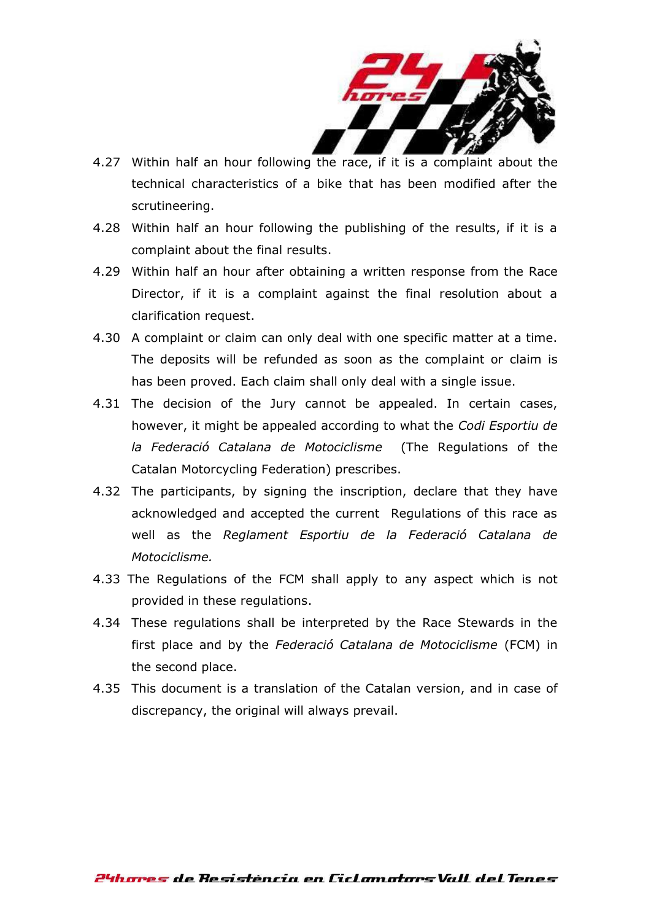4.27 Within half an hour following the race, if it is a complaint about the technical characteristics of a bike that has been modified after the scrutineering.

4.28 Within half an hour following the publishing of the results, if it is a complaint about the final results.

4.29 Within half an hour after obtaining a written response from the Race Director, if it is a complaint against the final resolution about a clarification request.

4.30 A complaint or claim can only deal with one specific matter at a time. The deposits will be refunded as soon as the complaint or claim is has been proved. Each claim shall only deal with a single issue.

4.31 The decision of the Jury cannot be appealed. In certain cases, however, it might be appealed according to what the *Codi Esportiu de la Federació Catalana de Motociclisme* (The Regulations of the Catalan Motorcycling Federation) prescribes.

4.32 The participants, by signing the inscription, declare that they have acknowledged and accepted the current Regulations of this race as well as the *Reglament Esportiu de la Federació Catalana de Motociclisme.*

4.33 The Regulations of the FCM shall apply to any aspect which is not provided in these regulations.

4.34 These regulations shall be interpreted by the Race Stewards in the first place and by the *Federació Catalana de Motociclisme* (FCM) in the second place.

4.35 This document is a translation of the Catalan version, and in case of discrepancy, the original will always prevail.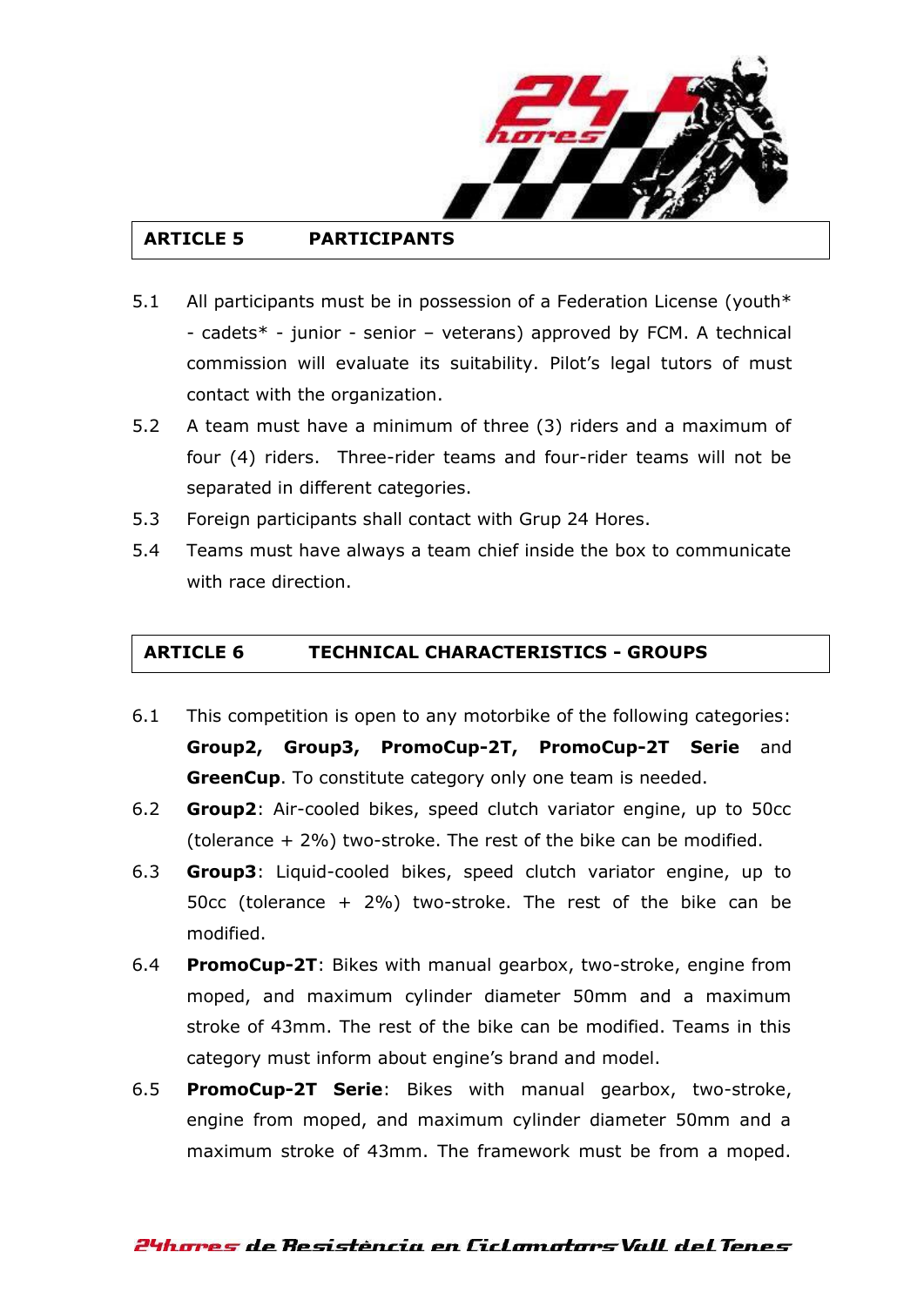## ARTICLE 5 PARTICIPANTS

5.1 All participants must be in possession of a Federation License (youth* - cadets* - junior - senior – veterans) approved by FCM. A technical commission will evaluate its suitability. Pilot's legal tutors of must contact with the organization.

5.2 A team must have a minimum of three (3) riders and a maximum of four (4) riders. Three-rider teams and four-rider teams will not be separated in different categories.

5.3 Foreign participants shall contact with Grup 24 Hores.

5.4 Teams must have always a team chief inside the box to communicate with race direction.

## ARTICLE 6 TECHNICAL CHARACTERISTICS - GROUPS

6.1 This competition is open to any motorbike of the following categories: **Group2, Group3, PromoCup-2T, PromoCup-2T Serie** and **GreenCup**. To constitute category only one team is needed.

6.2 **Group2**: Air-cooled bikes, speed clutch variator engine, up to 50cc (tolerance + 2%) two-stroke. The rest of the bike can be modified.

6.3 **Group3**: Liquid-cooled bikes, speed clutch variator engine, up to 50cc (tolerance + 2%) two-stroke. The rest of the bike can be modified.

6.4 **PromoCup-2T**: Bikes with manual gearbox, two-stroke, engine from moped, and maximum cylinder diameter 50mm and a maximum stroke of 43mm. The rest of the bike can be modified. Teams in this category must inform about engine's brand and model.

6.5 **PromoCup-2T Serie**: Bikes with manual gearbox, two-stroke, engine from moped, and maximum cylinder diameter 50mm and a maximum stroke of 43mm. The framework must be from a moped.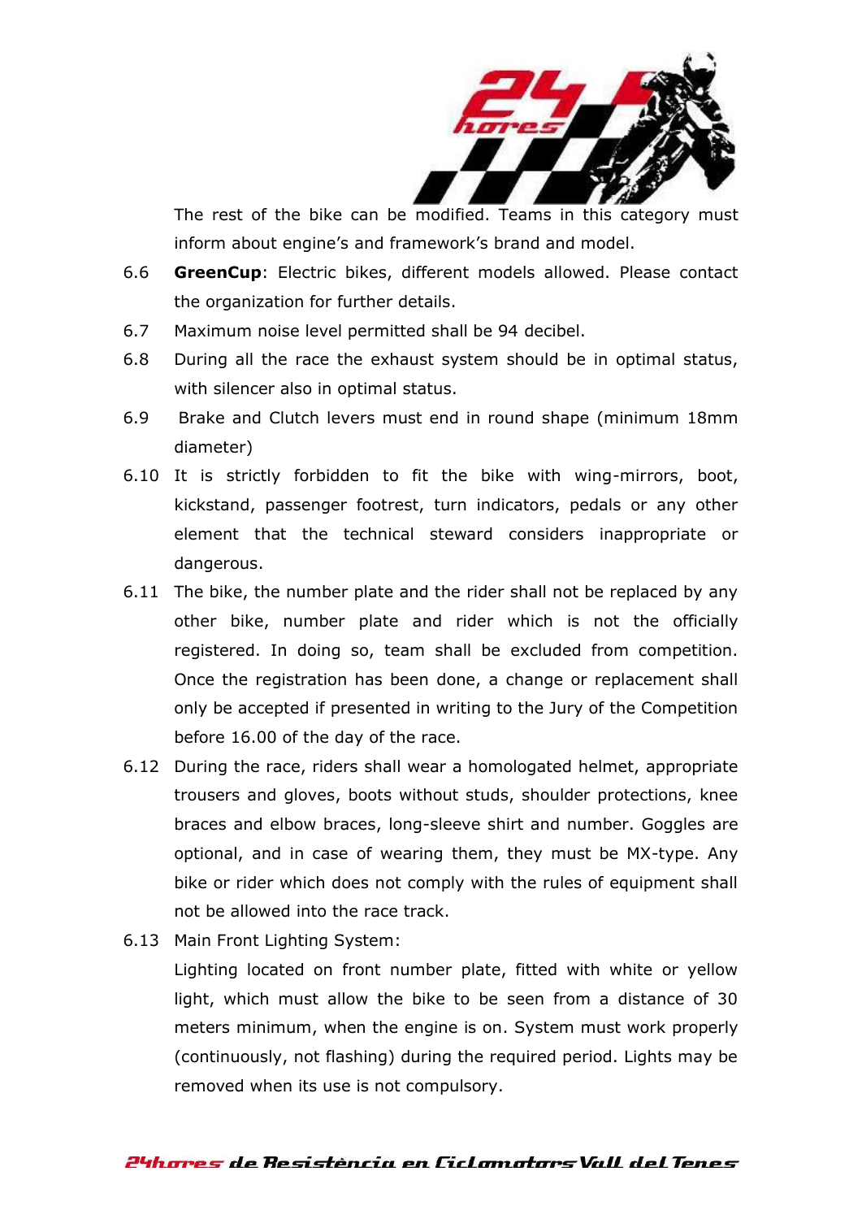The rest of the bike can be modified. Teams in this category must inform about engine's and framework's brand and model.

6.6 **GreenCup**: Electric bikes, different models allowed. Please contact the organization for further details.

6.7 Maximum noise level permitted shall be 94 decibel.

6.8 During all the race the exhaust system should be in optimal status, with silencer also in optimal status.

6.9 Brake and Clutch levers must end in round shape (minimum 18mm diameter)

6.10 It is strictly forbidden to fit the bike with wing-mirrors, boot, kickstand, passenger footrest, turn indicators, pedals or any other element that the technical steward considers inappropriate or dangerous.

6.11 The bike, the number plate and the rider shall not be replaced by any other bike, number plate and rider which is not the officially registered. In doing so, team shall be excluded from competition. Once the registration has been done, a change or replacement shall only be accepted if presented in writing to the Jury of the Competition before 16.00 of the day of the race.

6.12 During the race, riders shall wear a homologated helmet, appropriate trousers and gloves, boots without studs, shoulder protections, knee braces and elbow braces, long-sleeve shirt and number. Goggles are optional, and in case of wearing them, they must be MX-type. Any bike or rider which does not comply with the rules of equipment shall not be allowed into the race track.

6.13 Main Front Lighting System:

Lighting located on front number plate, fitted with white or yellow light, which must allow the bike to be seen from a distance of 30 meters minimum, when the engine is on. System must work properly (continuously, not flashing) during the required period. Lights may be removed when its use is not compulsory.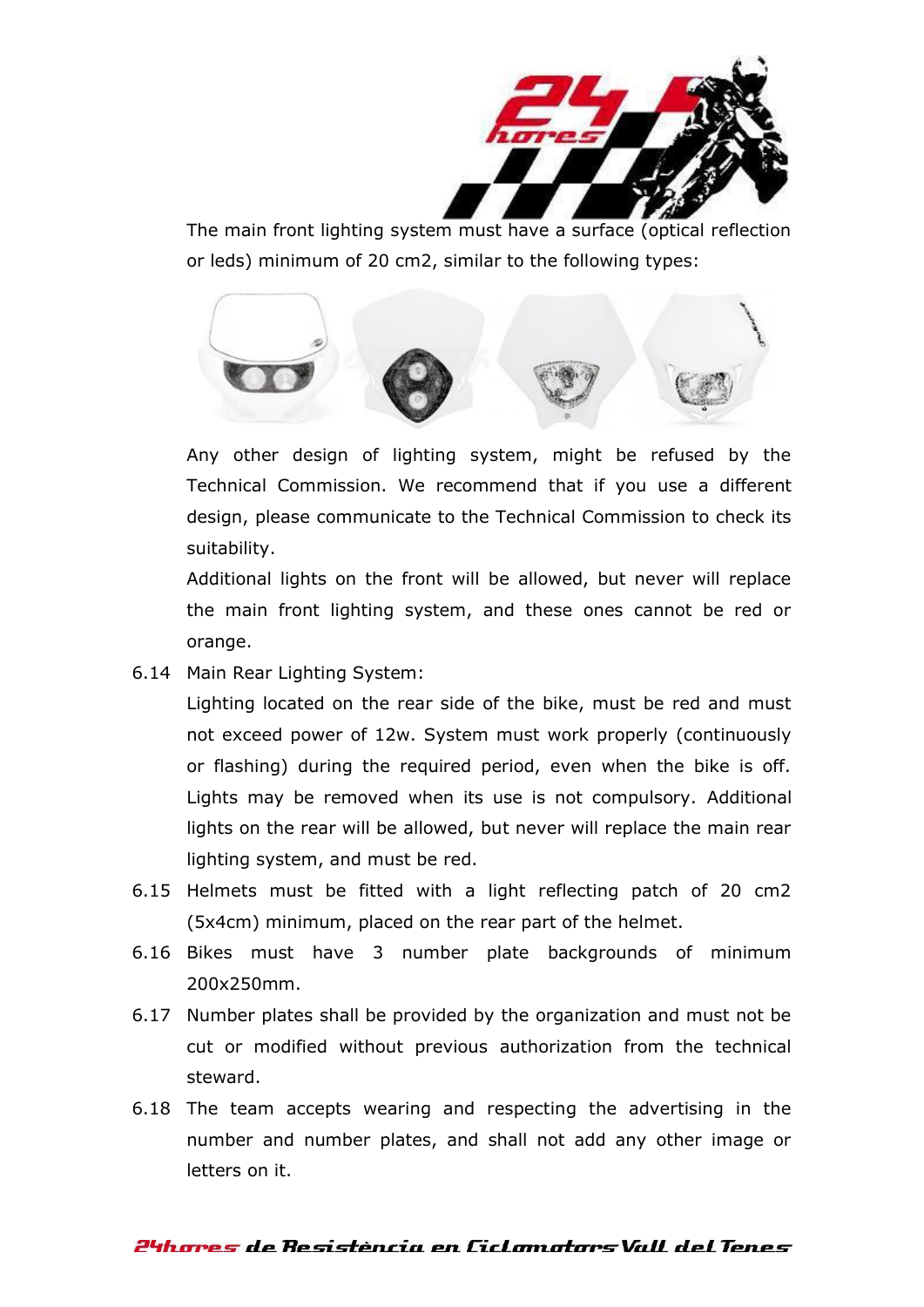The main front lighting system must have a surface (optical reflection or leds) minimum of 20 cm2, similar to the following types:

Any other design of lighting system, might be refused by the Technical Commission. We recommend that if you use a different design, please communicate to the Technical Commission to check its suitability.

Additional lights on the front will be allowed, but never will replace the main front lighting system, and these ones cannot be red or orange.

6.14 Main Rear Lighting System:

Lighting located on the rear side of the bike, must be red and must not exceed power of 12w. System must work properly (continuously or flashing) during the required period, even when the bike is off. Lights may be removed when its use is not compulsory. Additional lights on the rear will be allowed, but never will replace the main rear lighting system, and must be red.

6.15 Helmets must be fitted with a light reflecting patch of 20 cm2 (5x4cm) minimum, placed on the rear part of the helmet.

6.16 Bikes must have 3 number plate backgrounds of minimum 200x250mm.

6.17 Number plates shall be provided by the organization and must not be cut or modified without previous authorization from the technical steward.

6.18 The team accepts wearing and respecting the advertising in the number and number plates, and shall not add any other image or letters on it.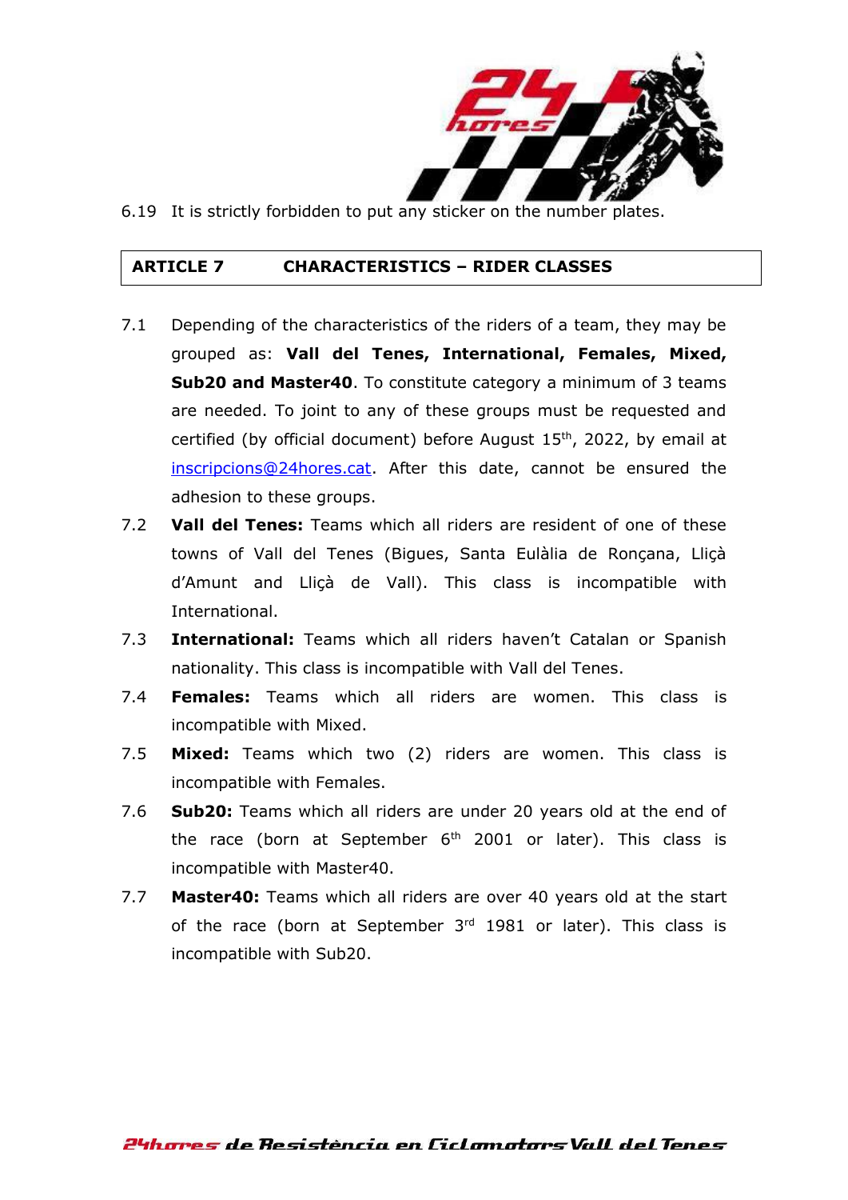6.19 It is strictly forbidden to put any sticker on the number plates.

## ARTICLE 7 CHARACTERISTICS – RIDER CLASSES

7.1 Depending of the characteristics of the riders of a team, they may be grouped as: **Vall del Tenes, International, Females, Mixed, Sub20 and Master40**. To constitute category a minimum of 3 teams are needed. To joint to any of these groups must be requested and certified (by official document) before August 15th, 2022, by email at inscripcions@24hores.cat. After this date, cannot be ensured the adhesion to these groups.

7.2 **Vall del Tenes:** Teams which all riders are resident of one of these towns of Vall del Tenes (Bigues, Santa Eulàlia de Ronçana, Lliçà d'Amunt and Lliçà de Vall). This class is incompatible with International.

7.3 **International:** Teams which all riders haven't Catalan or Spanish nationality. This class is incompatible with Vall del Tenes.

7.4 **Females:** Teams which all riders are women. This class is incompatible with Mixed.

7.5 **Mixed:** Teams which two (2) riders are women. This class is incompatible with Females.

7.6 **Sub20:** Teams which all riders are under 20 years old at the end of the race (born at September 6th 2001 or later). This class is incompatible with Master40.

7.7 **Master40:** Teams which all riders are over 40 years old at the start of the race (born at September 3rd 1981 or later). This class is incompatible with Sub20.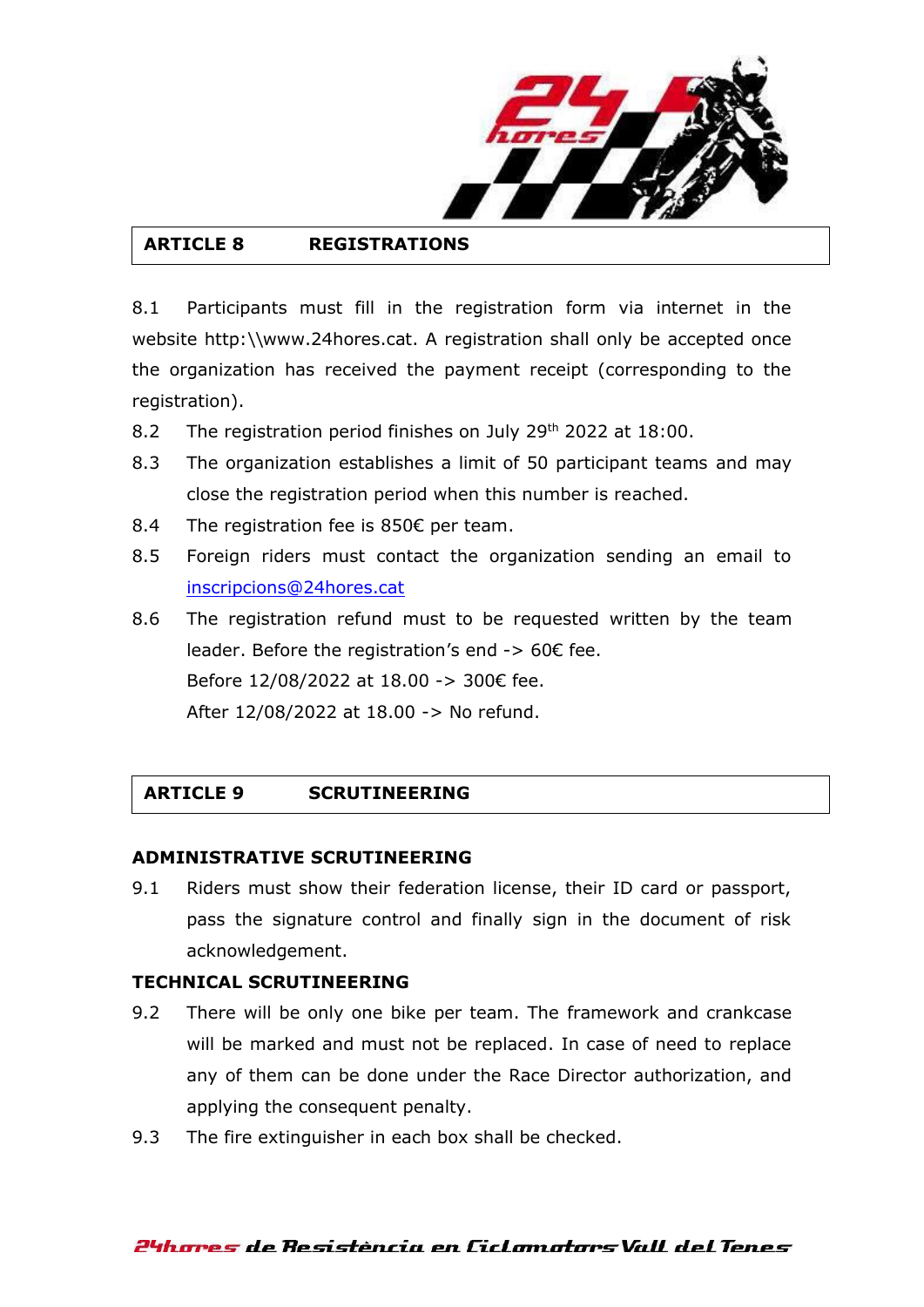## ARTICLE 8 REGISTRATIONS

8.1 Participants must fill in the registration form via internet in the website http:\\www.24hores.cat. A registration shall only be accepted once the organization has received the payment receipt (corresponding to the registration).

8.2 The registration period finishes on July 29th 2022 at 18:00.

8.3 The organization establishes a limit of 50 participant teams and may close the registration period when this number is reached.

8.4 The registration fee is 850€ per team.

8.5 Foreign riders must contact the organization sending an email to inscripcions@24hores.cat

8.6 The registration refund must to be requested written by the team leader. Before the registration's end -> 60€ fee.
Before 12/08/2022 at 18.00 -> 300€ fee.
After 12/08/2022 at 18.00 -> No refund.

## ARTICLE 9 SCRUTINEERING

**ADMINISTRATIVE SCRUTINEERING**

9.1 Riders must show their federation license, their ID card or passport, pass the signature control and finally sign in the document of risk acknowledgement.

**TECHNICAL SCRUTINEERING**

9.2 There will be only one bike per team. The framework and crankcase will be marked and must not be replaced. In case of need to replace any of them can be done under the Race Director authorization, and applying the consequent penalty.

9.3 The fire extinguisher in each box shall be checked.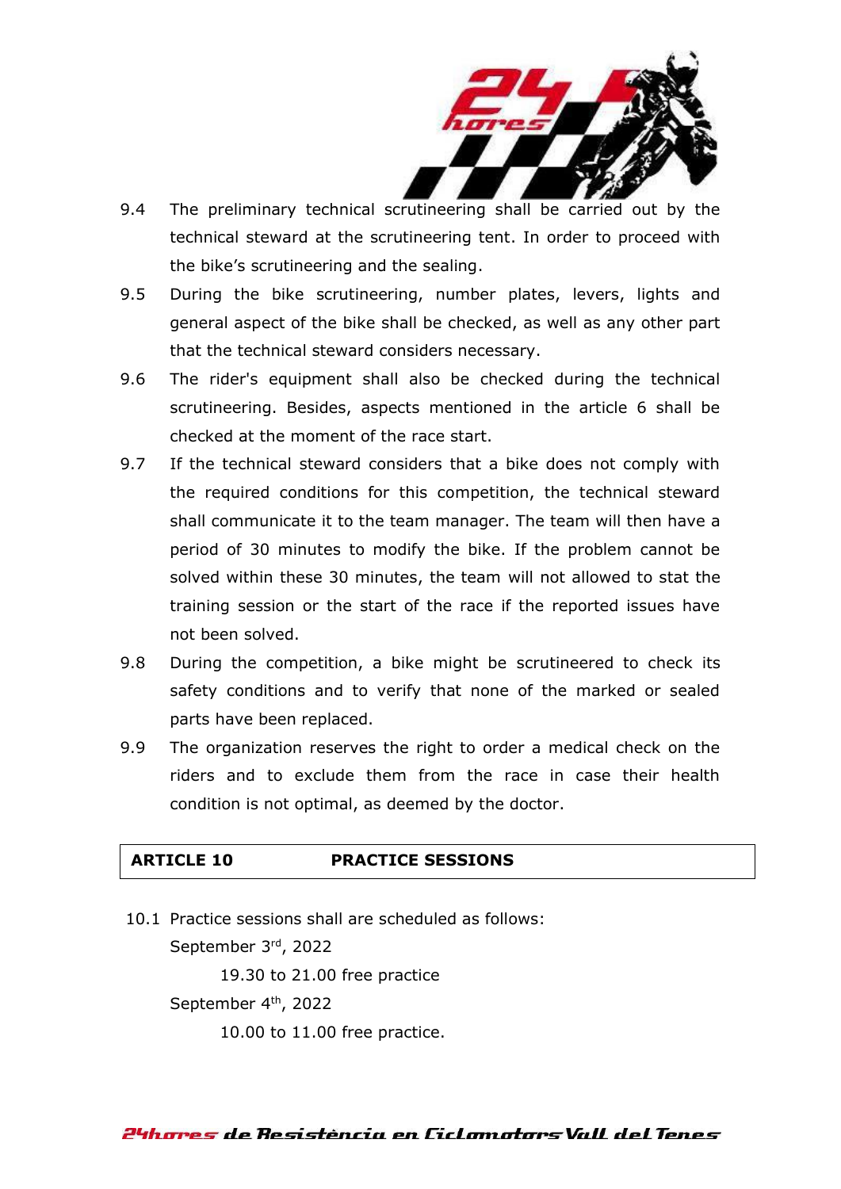9.4 The preliminary technical scrutineering shall be carried out by the technical steward at the scrutineering tent. In order to proceed with the bike's scrutineering and the sealing.

9.5 During the bike scrutineering, number plates, levers, lights and general aspect of the bike shall be checked, as well as any other part that the technical steward considers necessary.

9.6 The rider's equipment shall also be checked during the technical scrutineering. Besides, aspects mentioned in the article 6 shall be checked at the moment of the race start.

9.7 If the technical steward considers that a bike does not comply with the required conditions for this competition, the technical steward shall communicate it to the team manager. The team will then have a period of 30 minutes to modify the bike. If the problem cannot be solved within these 30 minutes, the team will not allowed to stat the training session or the start of the race if the reported issues have not been solved.

9.8 During the competition, a bike might be scrutineered to check its safety conditions and to verify that none of the marked or sealed parts have been replaced.

9.9 The organization reserves the right to order a medical check on the riders and to exclude them from the race in case their health condition is not optimal, as deemed by the doctor.

## ARTICLE 10 PRACTICE SESSIONS

10.1 Practice sessions shall are scheduled as follows:

September 3rd, 2022

19.30 to 21.00 free practice

September 4th, 2022

10.00 to 11.00 free practice.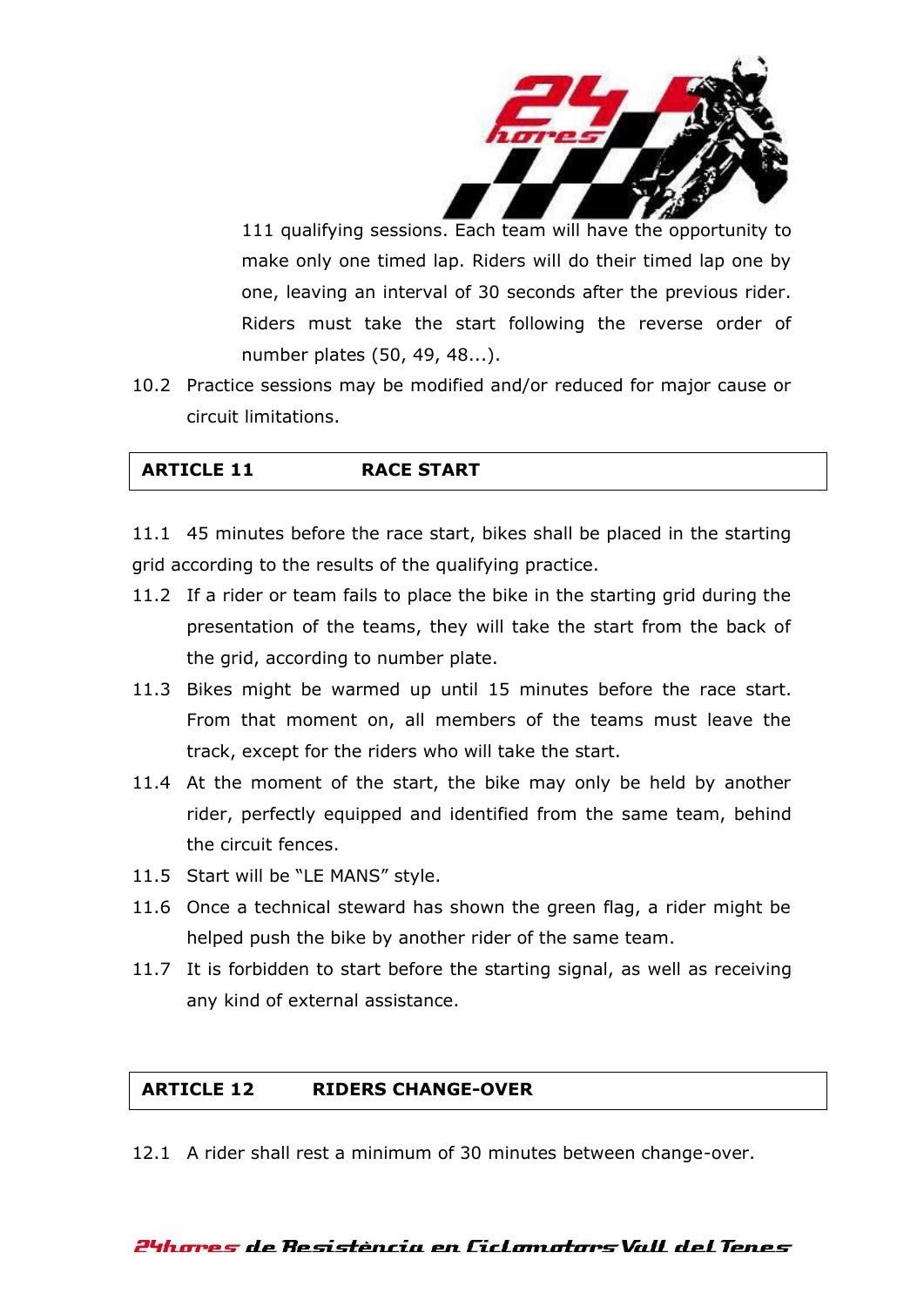111 qualifying sessions. Each team will have the opportunity to make only one timed lap. Riders will do their timed lap one by one, leaving an interval of 30 seconds after the previous rider. Riders must take the start following the reverse order of number plates (50, 49, 48...).

10.2 Practice sessions may be modified and/or reduced for major cause or circuit limitations.

## ARTICLE 11 RACE START

11.1 45 minutes before the race start, bikes shall be placed in the starting grid according to the results of the qualifying practice.

11.2 If a rider or team fails to place the bike in the starting grid during the presentation of the teams, they will take the start from the back of the grid, according to number plate.

11.3 Bikes might be warmed up until 15 minutes before the race start. From that moment on, all members of the teams must leave the track, except for the riders who will take the start.

11.4 At the moment of the start, the bike may only be held by another rider, perfectly equipped and identified from the same team, behind the circuit fences.

11.5 Start will be "LE MANS" style.

11.6 Once a technical steward has shown the green flag, a rider might be helped push the bike by another rider of the same team.

11.7 It is forbidden to start before the starting signal, as well as receiving any kind of external assistance.

## ARTICLE 12 RIDERS CHANGE-OVER

12.1 A rider shall rest a minimum of 30 minutes between change-over.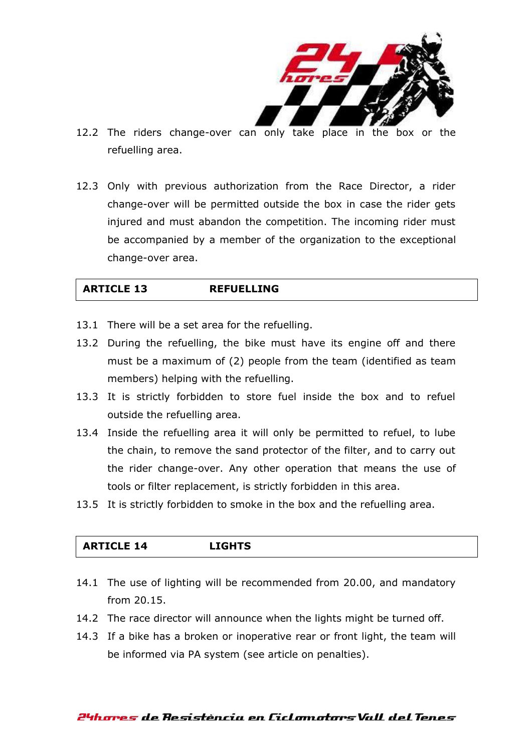12.2 The riders change-over can only take place in the box or the refuelling area.

12.3 Only with previous authorization from the Race Director, a rider change-over will be permitted outside the box in case the rider gets injured and must abandon the competition. The incoming rider must be accompanied by a member of the organization to the exceptional change-over area.

## ARTICLE 13 REFUELLING

13.1 There will be a set area for the refuelling.

13.2 During the refuelling, the bike must have its engine off and there must be a maximum of (2) people from the team (identified as team members) helping with the refuelling.

13.3 It is strictly forbidden to store fuel inside the box and to refuel outside the refuelling area.

13.4 Inside the refuelling area it will only be permitted to refuel, to lube the chain, to remove the sand protector of the filter, and to carry out the rider change-over. Any other operation that means the use of tools or filter replacement, is strictly forbidden in this area.

13.5 It is strictly forbidden to smoke in the box and the refuelling area.

## ARTICLE 14 LIGHTS

14.1 The use of lighting will be recommended from 20.00, and mandatory from 20.15.

14.2 The race director will announce when the lights might be turned off.

14.3 If a bike has a broken or inoperative rear or front light, the team will be informed via PA system (see article on penalties).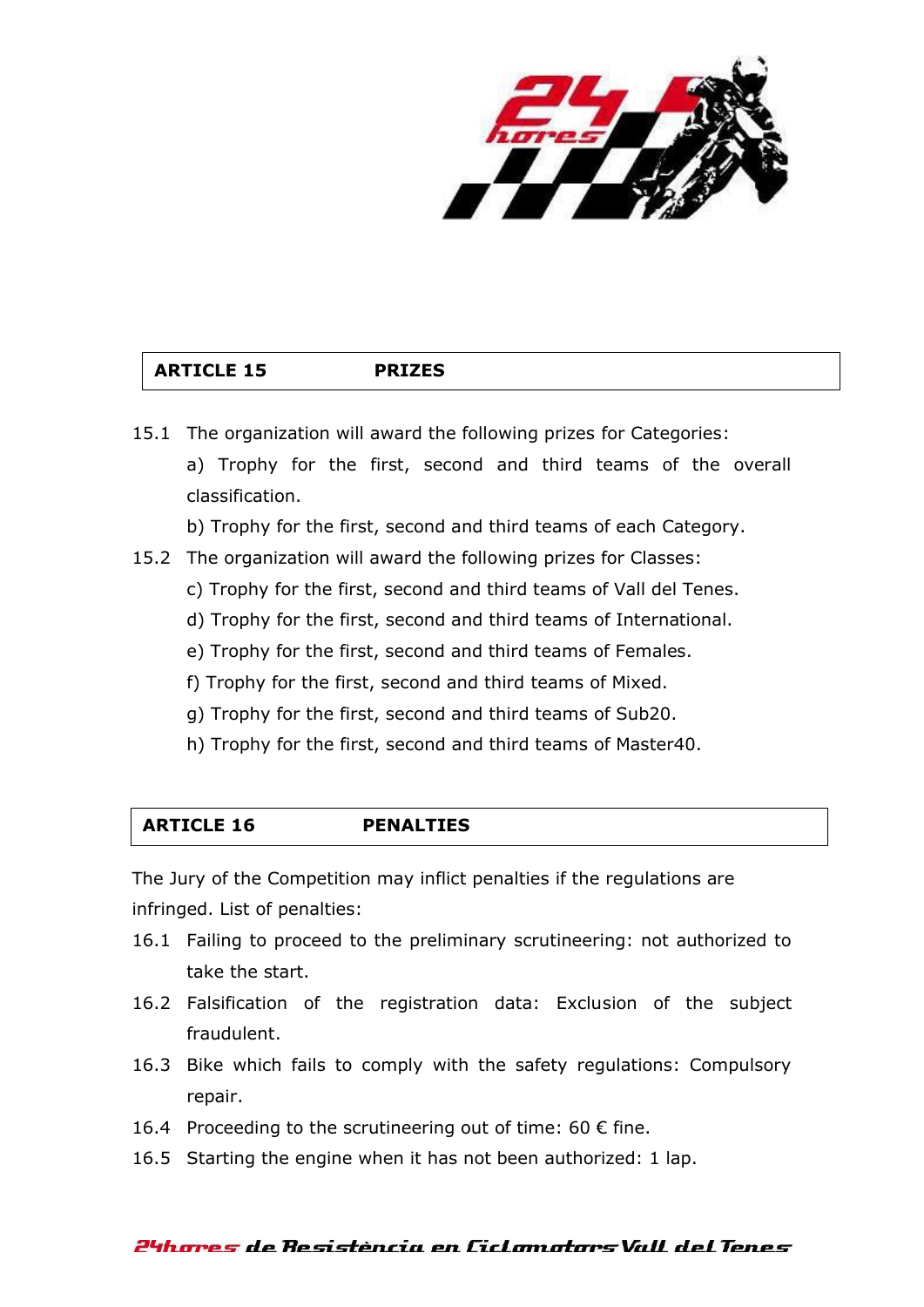## ARTICLE 15 PRIZES

15.1 The organization will award the following prizes for Categories:

a) Trophy for the first, second and third teams of the overall classification.

b) Trophy for the first, second and third teams of each Category.

15.2 The organization will award the following prizes for Classes:

c) Trophy for the first, second and third teams of Vall del Tenes.

d) Trophy for the first, second and third teams of International.

e) Trophy for the first, second and third teams of Females.

f) Trophy for the first, second and third teams of Mixed.

g) Trophy for the first, second and third teams of Sub20.

h) Trophy for the first, second and third teams of Master40.

## ARTICLE 16 PENALTIES

The Jury of the Competition may inflict penalties if the regulations are infringed. List of penalties:

16.1 Failing to proceed to the preliminary scrutineering: not authorized to take the start.

16.2 Falsification of the registration data: Exclusion of the subject fraudulent.

16.3 Bike which fails to comply with the safety regulations: Compulsory repair.

16.4 Proceeding to the scrutineering out of time: 60 € fine.

16.5 Starting the engine when it has not been authorized: 1 lap.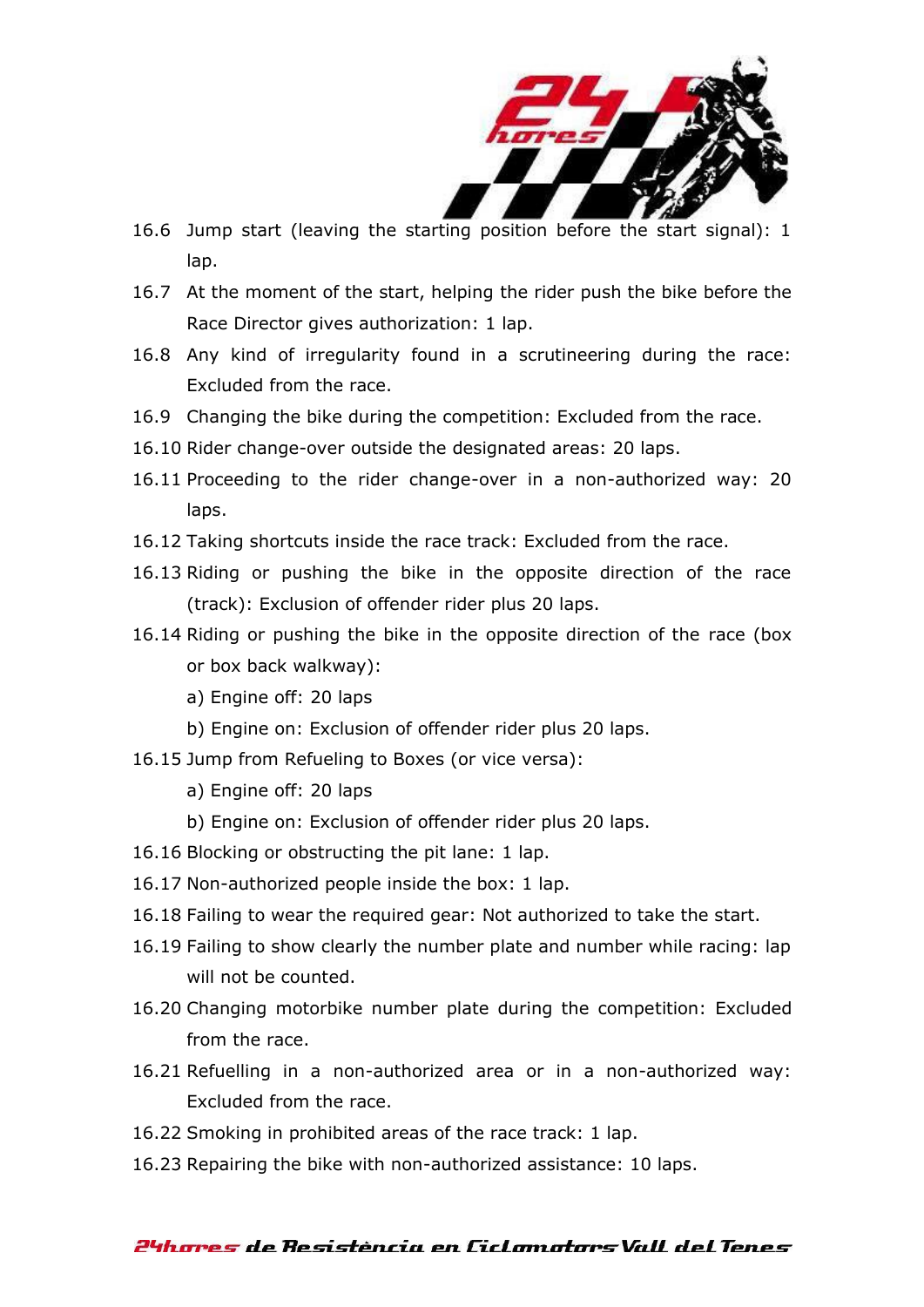16.6 Jump start (leaving the starting position before the start signal): 1 lap.

16.7 At the moment of the start, helping the rider push the bike before the Race Director gives authorization: 1 lap.

16.8 Any kind of irregularity found in a scrutineering during the race: Excluded from the race.

16.9 Changing the bike during the competition: Excluded from the race.

16.10 Rider change-over outside the designated areas: 20 laps.

16.11 Proceeding to the rider change-over in a non-authorized way: 20 laps.

16.12 Taking shortcuts inside the race track: Excluded from the race.

16.13 Riding or pushing the bike in the opposite direction of the race (track): Exclusion of offender rider plus 20 laps.

16.14 Riding or pushing the bike in the opposite direction of the race (box or box back walkway):

a) Engine off: 20 laps

b) Engine on: Exclusion of offender rider plus 20 laps.

16.15 Jump from Refueling to Boxes (or vice versa):

a) Engine off: 20 laps

b) Engine on: Exclusion of offender rider plus 20 laps.

16.16 Blocking or obstructing the pit lane: 1 lap.

16.17 Non-authorized people inside the box: 1 lap.

16.18 Failing to wear the required gear: Not authorized to take the start.

16.19 Failing to show clearly the number plate and number while racing: lap will not be counted.

16.20 Changing motorbike number plate during the competition: Excluded from the race.

16.21 Refuelling in a non-authorized area or in a non-authorized way: Excluded from the race.

16.22 Smoking in prohibited areas of the race track: 1 lap.

16.23 Repairing the bike with non-authorized assistance: 10 laps.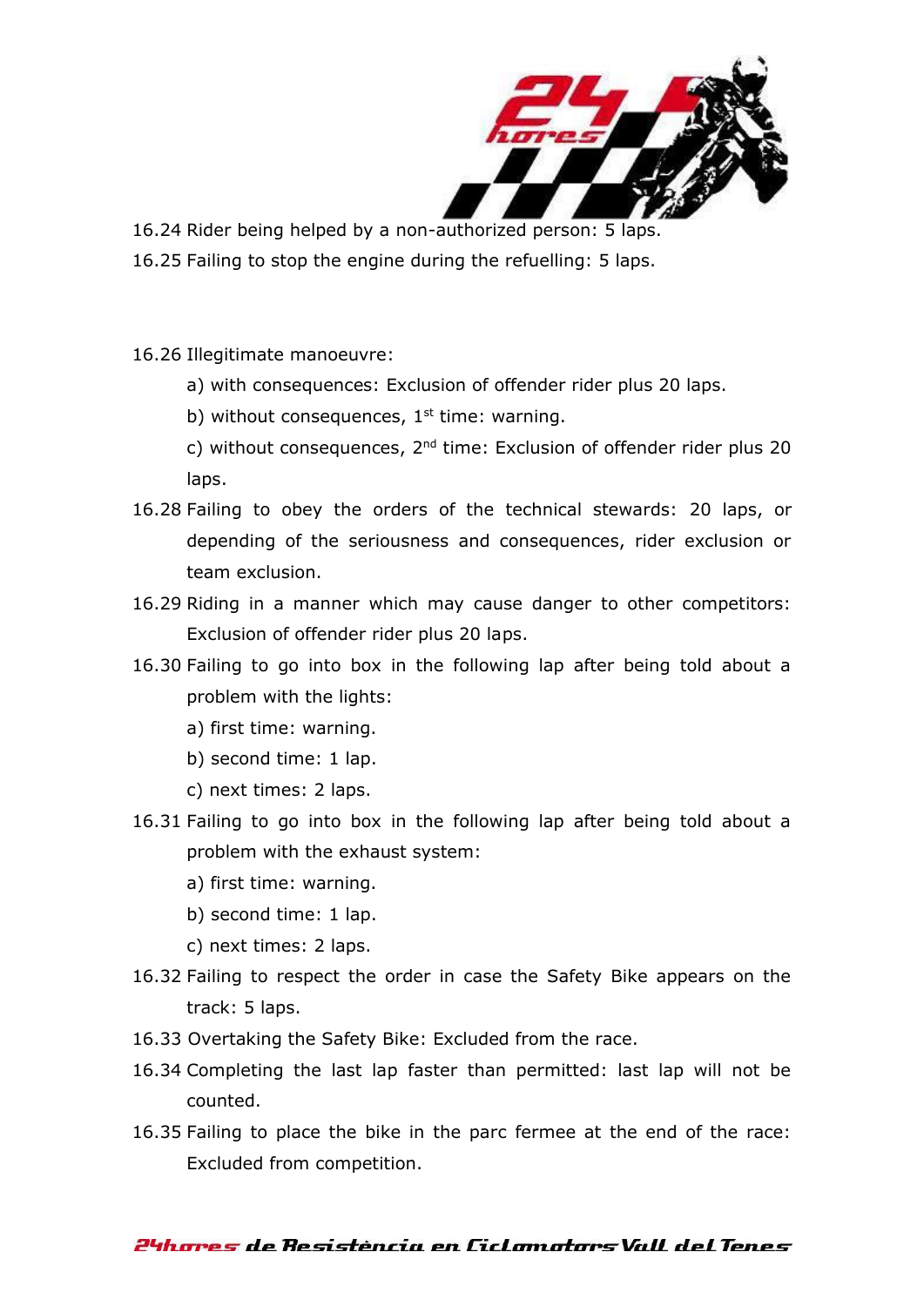16.24 Rider being helped by a non-authorized person: 5 laps.

16.25 Failing to stop the engine during the refuelling: 5 laps.

16.26 Illegitimate manoeuvre:

- a) with consequences: Exclusion of offender rider plus 20 laps.
- b) without consequences, 1st time: warning.
- c) without consequences, 2nd time: Exclusion of offender rider plus 20 laps.

16.28 Failing to obey the orders of the technical stewards: 20 laps, or depending of the seriousness and consequences, rider exclusion or team exclusion.

16.29 Riding in a manner which may cause danger to other competitors: Exclusion of offender rider plus 20 laps.

16.30 Failing to go into box in the following lap after being told about a problem with the lights:

- a) first time: warning.
- b) second time: 1 lap.
- c) next times: 2 laps.

16.31 Failing to go into box in the following lap after being told about a problem with the exhaust system:

- a) first time: warning.
- b) second time: 1 lap.
- c) next times: 2 laps.

16.32 Failing to respect the order in case the Safety Bike appears on the track: 5 laps.

16.33 Overtaking the Safety Bike: Excluded from the race.

16.34 Completing the last lap faster than permitted: last lap will not be counted.

16.35 Failing to place the bike in the parc fermee at the end of the race: Excluded from competition.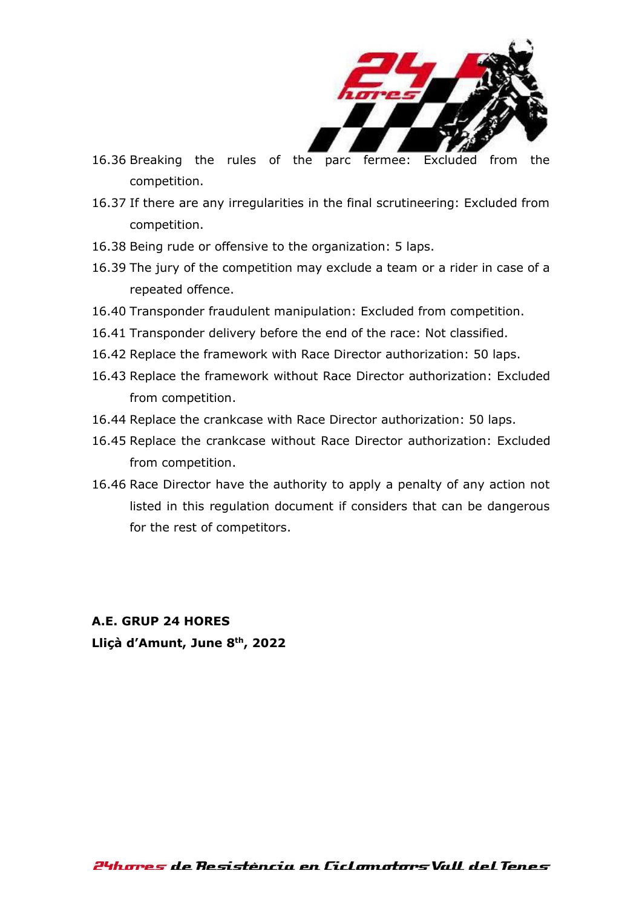16.36 Breaking the rules of the parc fermee: Excluded from the competition.

16.37 If there are any irregularities in the final scrutineering: Excluded from competition.

16.38 Being rude or offensive to the organization: 5 laps.

16.39 The jury of the competition may exclude a team or a rider in case of a repeated offence.

16.40 Transponder fraudulent manipulation: Excluded from competition.

16.41 Transponder delivery before the end of the race: Not classified.

16.42 Replace the framework with Race Director authorization: 50 laps.

16.43 Replace the framework without Race Director authorization: Excluded from competition.

16.44 Replace the crankcase with Race Director authorization: 50 laps.

16.45 Replace the crankcase without Race Director authorization: Excluded from competition.

16.46 Race Director have the authority to apply a penalty of any action not listed in this regulation document if considers that can be dangerous for the rest of competitors.

**A.E. GRUP 24 HORES**

**Lliçà d'Amunt, June 8th, 2022**